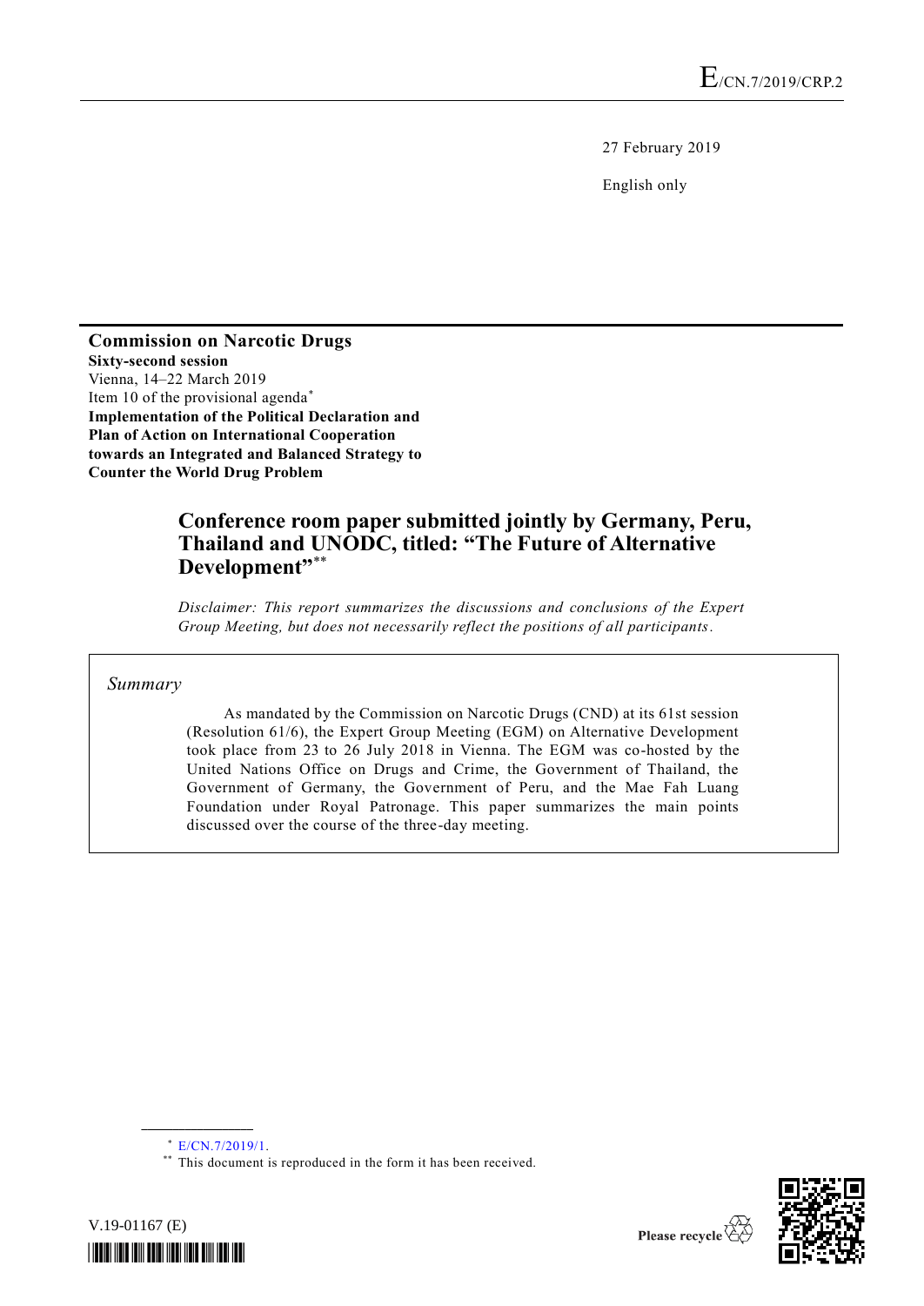E/CN.7/2019/CRP.2

27 February 2019

English only

**Commission on Narcotic Drugs**
**Sixty-second session**
Vienna, 14–22 March 2019
Item 10 of the provisional agenda[*]
**Implementation of the Political Declaration and Plan of Action on International Cooperation towards an Integrated and Balanced Strategy to Counter the World Drug Problem**

# Conference room paper submitted jointly by Germany, Peru, Thailand and UNODC, titled: "The Future of Alternative Development"[**]

*Disclaimer: This report summarizes the discussions and conclusions of the Expert Group Meeting, but does not necessarily reflect the positions of all participants.*

*Summary*

As mandated by the Commission on Narcotic Drugs (CND) at its 61st session (Resolution 61/6), the Expert Group Meeting (EGM) on Alternative Development took place from 23 to 26 July 2018 in Vienna. The EGM was co-hosted by the United Nations Office on Drugs and Crime, the Government of Thailand, the Government of Germany, the Government of Peru, and the Mae Fah Luang Foundation under Royal Patronage. This paper summarizes the main points discussed over the course of the three-day meeting.

[*] E/CN.7/2019/1.

[**] This document is reproduced in the form it has been received.

V.19-01167 (E)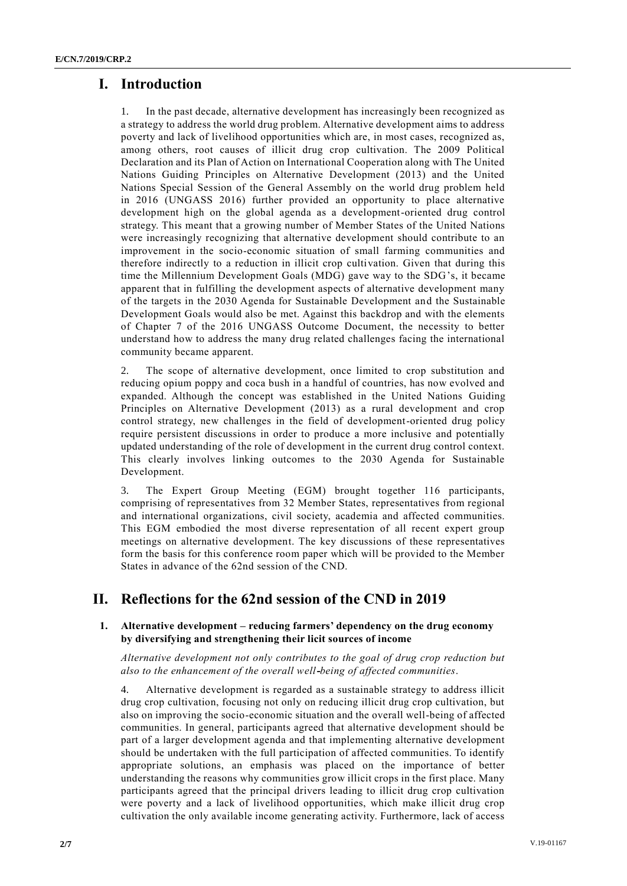# I. Introduction

1. In the past decade, alternative development has increasingly been recognized as a strategy to address the world drug problem. Alternative development aims to address poverty and lack of livelihood opportunities which are, in most cases, recognized as, among others, root causes of illicit drug crop cultivation. The 2009 Political Declaration and its Plan of Action on International Cooperation along with The United Nations Guiding Principles on Alternative Development (2013) and the United Nations Special Session of the General Assembly on the world drug problem held in 2016 (UNGASS 2016) further provided an opportunity to place alternative development high on the global agenda as a development-oriented drug control strategy. This meant that a growing number of Member States of the United Nations were increasingly recognizing that alternative development should contribute to an improvement in the socio-economic situation of small farming communities and therefore indirectly to a reduction in illicit crop cultivation. Given that during this time the Millennium Development Goals (MDG) gave way to the SDG's, it became apparent that in fulfilling the development aspects of alternative development many of the targets in the 2030 Agenda for Sustainable Development and the Sustainable Development Goals would also be met. Against this backdrop and with the elements of Chapter 7 of the 2016 UNGASS Outcome Document, the necessity to better understand how to address the many drug related challenges facing the international community became apparent.

2. The scope of alternative development, once limited to crop substitution and reducing opium poppy and coca bush in a handful of countries, has now evolved and expanded. Although the concept was established in the United Nations Guiding Principles on Alternative Development (2013) as a rural development and crop control strategy, new challenges in the field of development-oriented drug policy require persistent discussions in order to produce a more inclusive and potentially updated understanding of the role of development in the current drug control context. This clearly involves linking outcomes to the 2030 Agenda for Sustainable Development.

3. The Expert Group Meeting (EGM) brought together 116 participants, comprising of representatives from 32 Member States, representatives from regional and international organizations, civil society, academia and affected communities. This EGM embodied the most diverse representation of all recent expert group meetings on alternative development. The key discussions of these representatives form the basis for this conference room paper which will be provided to the Member States in advance of the 62nd session of the CND.

# II. Reflections for the 62nd session of the CND in 2019

### 1. Alternative development – reducing farmers' dependency on the drug economy by diversifying and strengthening their licit sources of income

*Alternative development not only contributes to the goal of drug crop reduction but also to the enhancement of the overall well-being of affected communities.*

4. Alternative development is regarded as a sustainable strategy to address illicit drug crop cultivation, focusing not only on reducing illicit drug crop cultivation, but also on improving the socio-economic situation and the overall well-being of affected communities. In general, participants agreed that alternative development should be part of a larger development agenda and that implementing alternative development should be undertaken with the full participation of affected communities. To identify appropriate solutions, an emphasis was placed on the importance of better understanding the reasons why communities grow illicit crops in the first place. Many participants agreed that the principal drivers leading to illicit drug crop cultivation were poverty and a lack of livelihood opportunities, which make illicit drug crop cultivation the only available income generating activity. Furthermore, lack of access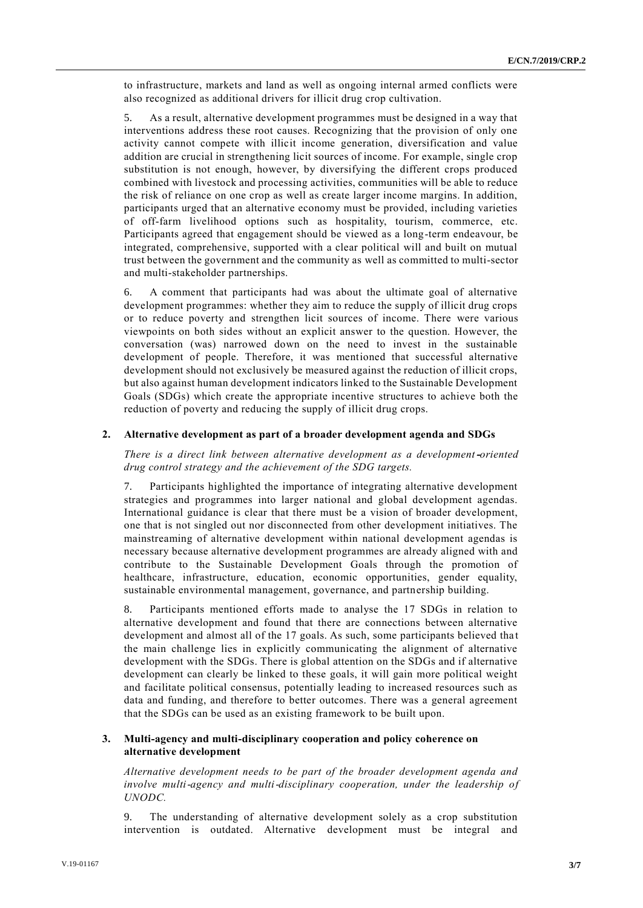to infrastructure, markets and land as well as ongoing internal armed conflicts were also recognized as additional drivers for illicit drug crop cultivation.

5. As a result, alternative development programmes must be designed in a way that interventions address these root causes. Recognizing that the provision of only one activity cannot compete with illicit income generation, diversification and value addition are crucial in strengthening licit sources of income. For example, single crop substitution is not enough, however, by diversifying the different crops produced combined with livestock and processing activities, communities will be able to reduce the risk of reliance on one crop as well as create larger income margins. In addition, participants urged that an alternative economy must be provided, including varieties of off-farm livelihood options such as hospitality, tourism, commerce, etc. Participants agreed that engagement should be viewed as a long-term endeavour, be integrated, comprehensive, supported with a clear political will and built on mutual trust between the government and the community as well as committed to multi-sector and multi-stakeholder partnerships.

6. A comment that participants had was about the ultimate goal of alternative development programmes: whether they aim to reduce the supply of illicit drug crops or to reduce poverty and strengthen licit sources of income. There were various viewpoints on both sides without an explicit answer to the question. However, the conversation (was) narrowed down on the need to invest in the sustainable development of people. Therefore, it was mentioned that successful alternative development should not exclusively be measured against the reduction of illicit crops, but also against human development indicators linked to the Sustainable Development Goals (SDGs) which create the appropriate incentive structures to achieve both the reduction of poverty and reducing the supply of illicit drug crops.

### 2. Alternative development as part of a broader development agenda and SDGs

*There is a direct link between alternative development as a development-oriented drug control strategy and the achievement of the SDG targets.*

7. Participants highlighted the importance of integrating alternative development strategies and programmes into larger national and global development agendas. International guidance is clear that there must be a vision of broader development, one that is not singled out nor disconnected from other development initiatives. The mainstreaming of alternative development within national development agendas is necessary because alternative development programmes are already aligned with and contribute to the Sustainable Development Goals through the promotion of healthcare, infrastructure, education, economic opportunities, gender equality, sustainable environmental management, governance, and partnership building.

8. Participants mentioned efforts made to analyse the 17 SDGs in relation to alternative development and found that there are connections between alternative development and almost all of the 17 goals. As such, some participants believed that the main challenge lies in explicitly communicating the alignment of alternative development with the SDGs. There is global attention on the SDGs and if alternative development can clearly be linked to these goals, it will gain more political weight and facilitate political consensus, potentially leading to increased resources such as data and funding, and therefore to better outcomes. There was a general agreement that the SDGs can be used as an existing framework to be built upon.

### 3. Multi-agency and multi-disciplinary cooperation and policy coherence on alternative development

*Alternative development needs to be part of the broader development agenda and involve multi-agency and multi-disciplinary cooperation, under the leadership of UNODC.*

9. The understanding of alternative development solely as a crop substitution intervention is outdated. Alternative development must be integral and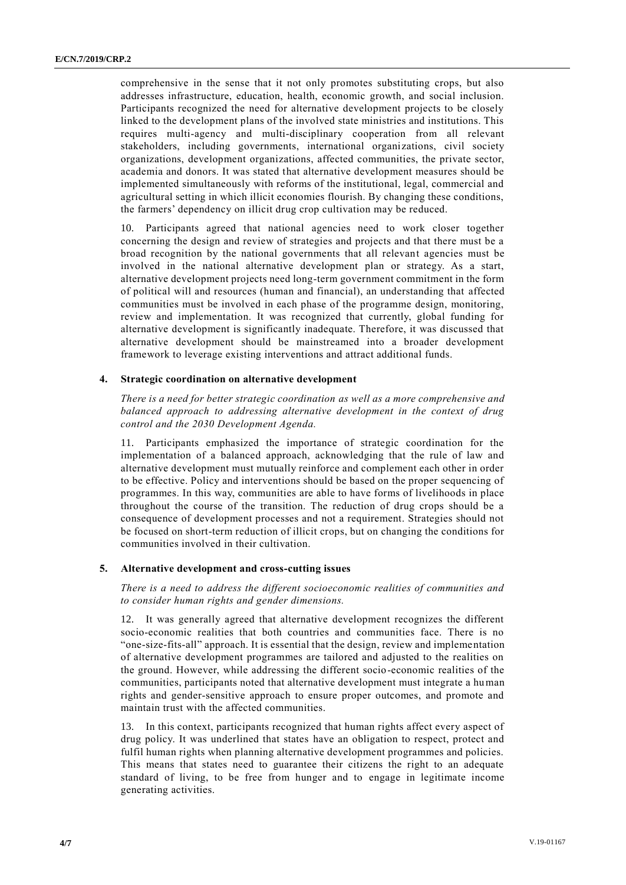comprehensive in the sense that it not only promotes substituting crops, but also addresses infrastructure, education, health, economic growth, and social inclusion. Participants recognized the need for alternative development projects to be closely linked to the development plans of the involved state ministries and institutions. This requires multi-agency and multi-disciplinary cooperation from all relevant stakeholders, including governments, international organizations, civil society organizations, development organizations, affected communities, the private sector, academia and donors. It was stated that alternative development measures should be implemented simultaneously with reforms of the institutional, legal, commercial and agricultural setting in which illicit economies flourish. By changing these conditions, the farmers' dependency on illicit drug crop cultivation may be reduced.

10. Participants agreed that national agencies need to work closer together concerning the design and review of strategies and projects and that there must be a broad recognition by the national governments that all relevant agencies must be involved in the national alternative development plan or strategy. As a start, alternative development projects need long-term government commitment in the form of political will and resources (human and financial), an understanding that affected communities must be involved in each phase of the programme design, monitoring, review and implementation. It was recognized that currently, global funding for alternative development is significantly inadequate. Therefore, it was discussed that alternative development should be mainstreamed into a broader development framework to leverage existing interventions and attract additional funds.

### 4. Strategic coordination on alternative development

*There is a need for better strategic coordination as well as a more comprehensive and balanced approach to addressing alternative development in the context of drug control and the 2030 Development Agenda.*

11. Participants emphasized the importance of strategic coordination for the implementation of a balanced approach, acknowledging that the rule of law and alternative development must mutually reinforce and complement each other in order to be effective. Policy and interventions should be based on the proper sequencing of programmes. In this way, communities are able to have forms of livelihoods in place throughout the course of the transition. The reduction of drug crops should be a consequence of development processes and not a requirement. Strategies should not be focused on short-term reduction of illicit crops, but on changing the conditions for communities involved in their cultivation.

### 5. Alternative development and cross-cutting issues

*There is a need to address the different socioeconomic realities of communities and to consider human rights and gender dimensions.*

12. It was generally agreed that alternative development recognizes the different socio-economic realities that both countries and communities face. There is no "one-size-fits-all" approach. It is essential that the design, review and implementation of alternative development programmes are tailored and adjusted to the realities on the ground. However, while addressing the different socio-economic realities of the communities, participants noted that alternative development must integrate a human rights and gender-sensitive approach to ensure proper outcomes, and promote and maintain trust with the affected communities.

13. In this context, participants recognized that human rights affect every aspect of drug policy. It was underlined that states have an obligation to respect, protect and fulfil human rights when planning alternative development programmes and policies. This means that states need to guarantee their citizens the right to an adequate standard of living, to be free from hunger and to engage in legitimate income generating activities.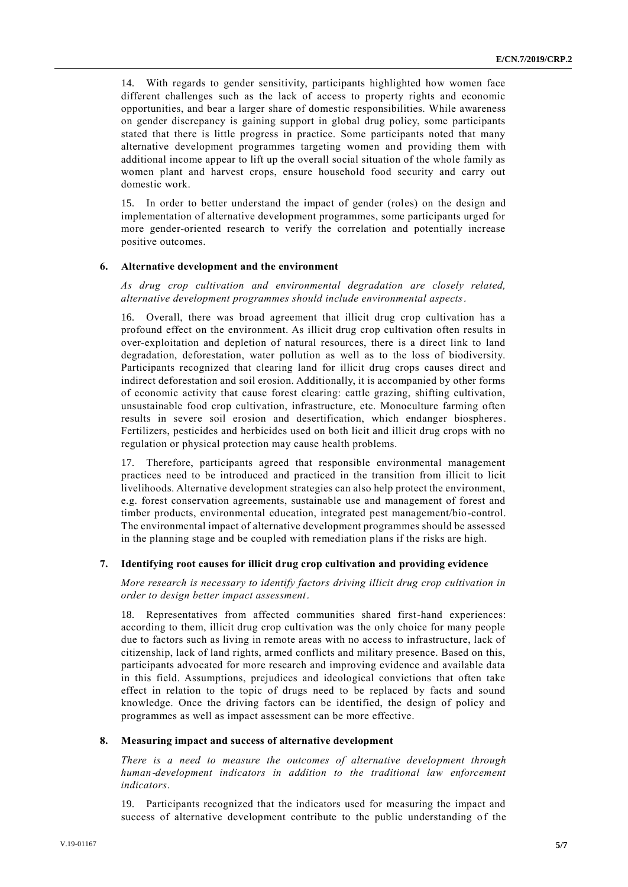14. With regards to gender sensitivity, participants highlighted how women face different challenges such as the lack of access to property rights and economic opportunities, and bear a larger share of domestic responsibilities. While awareness on gender discrepancy is gaining support in global drug policy, some participants stated that there is little progress in practice. Some participants noted that many alternative development programmes targeting women and providing them with additional income appear to lift up the overall social situation of the whole family as women plant and harvest crops, ensure household food security and carry out domestic work.

15. In order to better understand the impact of gender (roles) on the design and implementation of alternative development programmes, some participants urged for more gender-oriented research to verify the correlation and potentially increase positive outcomes.

### 6. Alternative development and the environment

*As drug crop cultivation and environmental degradation are closely related, alternative development programmes should include environmental aspects.*

16. Overall, there was broad agreement that illicit drug crop cultivation has a profound effect on the environment. As illicit drug crop cultivation often results in over-exploitation and depletion of natural resources, there is a direct link to land degradation, deforestation, water pollution as well as to the loss of biodiversity. Participants recognized that clearing land for illicit drug crops causes direct and indirect deforestation and soil erosion. Additionally, it is accompanied by other forms of economic activity that cause forest clearing: cattle grazing, shifting cultivation, unsustainable food crop cultivation, infrastructure, etc. Monoculture farming often results in severe soil erosion and desertification, which endanger biospheres. Fertilizers, pesticides and herbicides used on both licit and illicit drug crops with no regulation or physical protection may cause health problems.

17. Therefore, participants agreed that responsible environmental management practices need to be introduced and practiced in the transition from illicit to licit livelihoods. Alternative development strategies can also help protect the environment, e.g. forest conservation agreements, sustainable use and management of forest and timber products, environmental education, integrated pest management/bio-control. The environmental impact of alternative development programmes should be assessed in the planning stage and be coupled with remediation plans if the risks are high.

### 7. Identifying root causes for illicit drug crop cultivation and providing evidence

*More research is necessary to identify factors driving illicit drug crop cultivation in order to design better impact assessment.*

18. Representatives from affected communities shared first-hand experiences: according to them, illicit drug crop cultivation was the only choice for many people due to factors such as living in remote areas with no access to infrastructure, lack of citizenship, lack of land rights, armed conflicts and military presence. Based on this, participants advocated for more research and improving evidence and available data in this field. Assumptions, prejudices and ideological convictions that often take effect in relation to the topic of drugs need to be replaced by facts and sound knowledge. Once the driving factors can be identified, the design of policy and programmes as well as impact assessment can be more effective.

### 8. Measuring impact and success of alternative development

*There is a need to measure the outcomes of alternative development through human-development indicators in addition to the traditional law enforcement indicators.*

19. Participants recognized that the indicators used for measuring the impact and success of alternative development contribute to the public understanding of the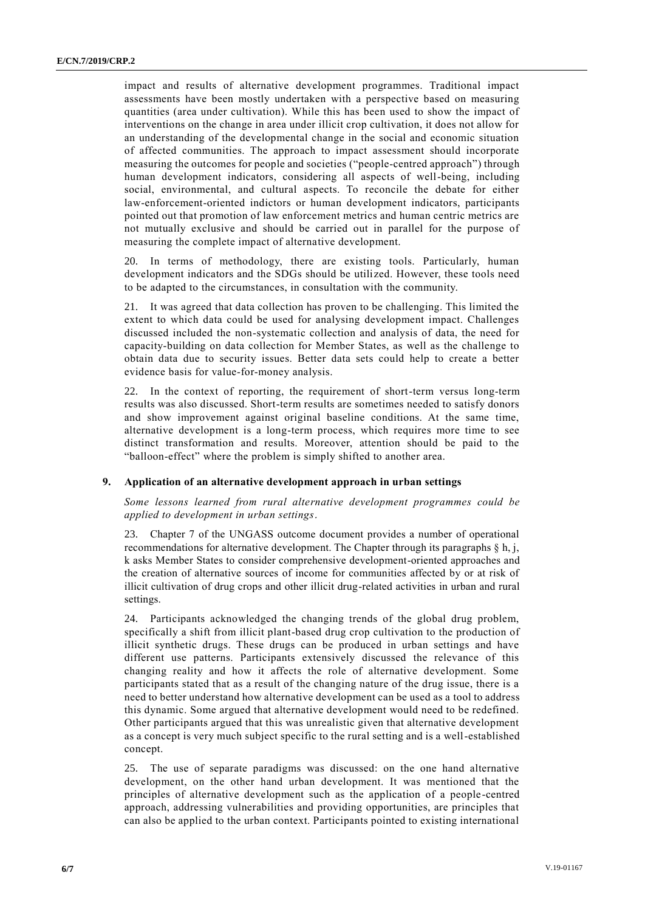impact and results of alternative development programmes. Traditional impact assessments have been mostly undertaken with a perspective based on measuring quantities (area under cultivation). While this has been used to show the impact of interventions on the change in area under illicit crop cultivation, it does not allow for an understanding of the developmental change in the social and economic situation of affected communities. The approach to impact assessment should incorporate measuring the outcomes for people and societies ("people-centred approach") through human development indicators, considering all aspects of well-being, including social, environmental, and cultural aspects. To reconcile the debate for either law-enforcement-oriented indictors or human development indicators, participants pointed out that promotion of law enforcement metrics and human centric metrics are not mutually exclusive and should be carried out in parallel for the purpose of measuring the complete impact of alternative development.

20. In terms of methodology, there are existing tools. Particularly, human development indicators and the SDGs should be utilized. However, these tools need to be adapted to the circumstances, in consultation with the community.

21. It was agreed that data collection has proven to be challenging. This limited the extent to which data could be used for analysing development impact. Challenges discussed included the non-systematic collection and analysis of data, the need for capacity-building on data collection for Member States, as well as the challenge to obtain data due to security issues. Better data sets could help to create a better evidence basis for value-for-money analysis.

22. In the context of reporting, the requirement of short-term versus long-term results was also discussed. Short-term results are sometimes needed to satisfy donors and show improvement against original baseline conditions. At the same time, alternative development is a long-term process, which requires more time to see distinct transformation and results. Moreover, attention should be paid to the "balloon-effect" where the problem is simply shifted to another area.

### 9. Application of an alternative development approach in urban settings

*Some lessons learned from rural alternative development programmes could be applied to development in urban settings.*

23. Chapter 7 of the UNGASS outcome document provides a number of operational recommendations for alternative development. The Chapter through its paragraphs § h, j, k asks Member States to consider comprehensive development-oriented approaches and the creation of alternative sources of income for communities affected by or at risk of illicit cultivation of drug crops and other illicit drug-related activities in urban and rural settings.

24. Participants acknowledged the changing trends of the global drug problem, specifically a shift from illicit plant-based drug crop cultivation to the production of illicit synthetic drugs. These drugs can be produced in urban settings and have different use patterns. Participants extensively discussed the relevance of this changing reality and how it affects the role of alternative development. Some participants stated that as a result of the changing nature of the drug issue, there is a need to better understand how alternative development can be used as a tool to address this dynamic. Some argued that alternative development would need to be redefined. Other participants argued that this was unrealistic given that alternative development as a concept is very much subject specific to the rural setting and is a well-established concept.

25. The use of separate paradigms was discussed: on the one hand alternative development, on the other hand urban development. It was mentioned that the principles of alternative development such as the application of a people-centred approach, addressing vulnerabilities and providing opportunities, are principles that can also be applied to the urban context. Participants pointed to existing international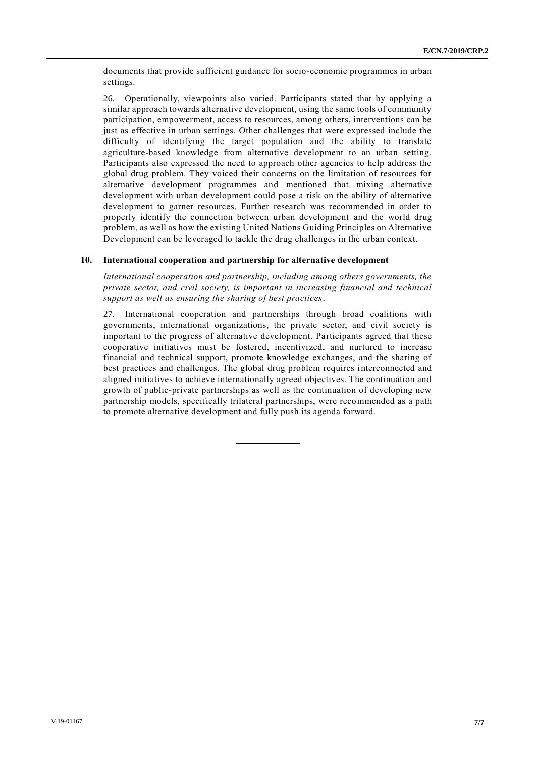documents that provide sufficient guidance for socio-economic programmes in urban settings.

26. Operationally, viewpoints also varied. Participants stated that by applying a similar approach towards alternative development, using the same tools of community participation, empowerment, access to resources, among others, interventions can be just as effective in urban settings. Other challenges that were expressed include the difficulty of identifying the target population and the ability to translate agriculture-based knowledge from alternative development to an urban setting. Participants also expressed the need to approach other agencies to help address the global drug problem. They voiced their concerns on the limitation of resources for alternative development programmes and mentioned that mixing alternative development with urban development could pose a risk on the ability of alternative development to garner resources. Further research was recommended in order to properly identify the connection between urban development and the world drug problem, as well as how the existing United Nations Guiding Principles on Alternative Development can be leveraged to tackle the drug challenges in the urban context.

### 10. International cooperation and partnership for alternative development

*International cooperation and partnership, including among others governments, the private sector, and civil society, is important in increasing financial and technical support as well as ensuring the sharing of best practices.*

27. International cooperation and partnerships through broad coalitions with governments, international organizations, the private sector, and civil society is important to the progress of alternative development. Participants agreed that these cooperative initiatives must be fostered, incentivized, and nurtured to increase financial and technical support, promote knowledge exchanges, and the sharing of best practices and challenges. The global drug problem requires interconnected and aligned initiatives to achieve internationally agreed objectives. The continuation and growth of public-private partnerships as well as the continuation of developing new partnership models, specifically trilateral partnerships, were recommended as a path to promote alternative development and fully push its agenda forward.